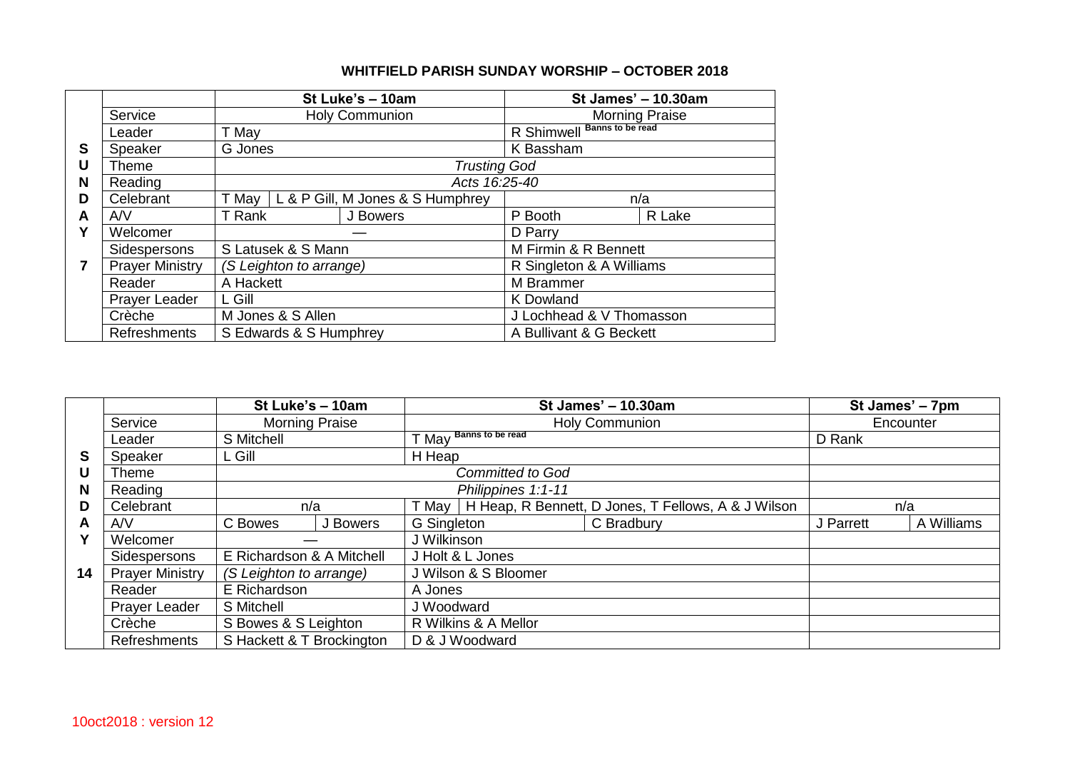**WHITFIELD PARISH SUNDAY WORSHIP – OCTOBER 2018**

| | | St Luke's – 10am | | St James' – 10.30am | |
|---|---|---|---|---|---|
| SUNDAY 7 | Service | Holy Communion | | Morning Praise | |
| | Leader | T May | | R Shimwell [Banns to be read] | |
| | Speaker | G Jones | | K Bassham | |
| | Theme | *Trusting God* | | | |
| | Reading | *Acts 16:25-40* | | | |
| | Celebrant | T May | L & P Gill, M Jones & S Humphrey | n/a | |
| | A/V | T Rank | J Bowers | P Booth | R Lake |
| | Welcomer | — | | D Parry | |
| | Sidespersons | S Latusek & S Mann | | M Firmin & R Bennett | |
| | Prayer Ministry | *(S Leighton to arrange)* | | R Singleton & A Williams | |
| | Reader | A Hackett | | M Brammer | |
| | Prayer Leader | L Gill | | K Dowland | |
| | Crèche | M Jones & S Allen | | J Lochhead & V Thomasson | |
| | Refreshments | S Edwards & S Humphrey | | A Bullivant & G Beckett | |

| | | St Luke's – 10am | | St James' – 10.30am | | St James' – 7pm | |
|---|---|---|---|---|---|---|---|
| SUNDAY 14 | Service | Morning Praise | | Holy Communion | | Encounter | |
| | Leader | S Mitchell | | T May [Banns to be read] | | D Rank | |
| | Speaker | L Gill | | H Heap | | | |
| | Theme | *Committed to God* | | | | | |
| | Reading | *Philippines 1:1-11* | | | | | |
| | Celebrant | n/a | | T May | H Heap, R Bennett, D Jones, T Fellows, A & J Wilson | n/a | |
| | A/V | C Bowes | J Bowers | G Singleton | C Bradbury | J Parrett | A Williams |
| | Welcomer | — | | J Wilkinson | | | |
| | Sidespersons | E Richardson & A Mitchell | | J Holt & L Jones | | | |
| | Prayer Ministry | *(S Leighton to arrange)* | | J Wilson & S Bloomer | | | |
| | Reader | E Richardson | | A Jones | | | |
| | Prayer Leader | S Mitchell | | J Woodward | | | |
| | Crèche | S Bowes & S Leighton | | R Wilkins & A Mellor | | | |
| | Refreshments | S Hackett & T Brockington | | D & J Woodward | | | |

10oct2018 : version 12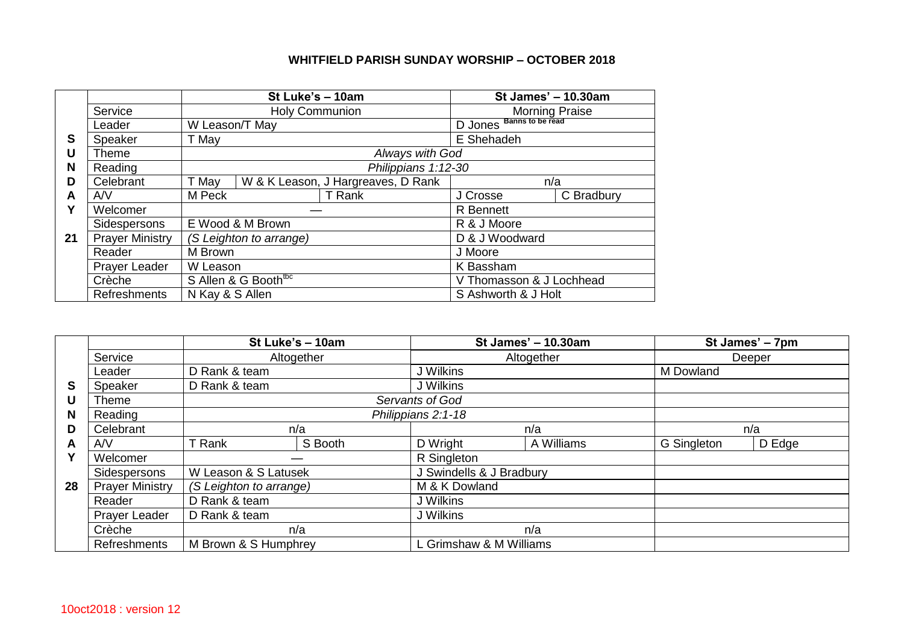**WHITFIELD PARISH SUNDAY WORSHIP – OCTOBER 2018**

| | | St Luke's – 10am | | | St James' – 10.30am | |
|---|---|---|---|---|---|---|
| SUNDAY 21 | Service | Holy Communion | | | Morning Praise | |
| | Leader | W Leason/T May | | | D Jones Banns to be read | |
| | Speaker | T May | | | E Shehadeh | |
| | Theme | *Always with God* | | | | |
| | Reading | *Philippians 1:12-30* | | | | |
| | Celebrant | T May | W & K Leason, J Hargreaves, D Rank | | n/a | |
| | A/V | M Peck | | T Rank | J Crosse | C Bradbury |
| | Welcomer | — | | | R Bennett | |
| | Sidespersons | E Wood & M Brown | | | R & J Moore | |
| | Prayer Ministry | *(S Leighton to arrange)* | | | D & J Woodward | |
| | Reader | M Brown | | | J Moore | |
| | Prayer Leader | W Leason | | | K Bassham | |
| | Crèche | S Allen & G Booth tbc | | | V Thomasson & J Lochhead | |
| | Refreshments | N Kay & S Allen | | | S Ashworth & J Holt | |

| | | St Luke's – 10am | | St James' – 10.30am | | St James' – 7pm | |
|---|---|---|---|---|---|---|---|
| SUNDAY 28 | Service | Altogether | | Altogether | | Deeper | |
| | Leader | D Rank & team | | J Wilkins | | M Dowland | |
| | Speaker | D Rank & team | | J Wilkins | | | |
| | Theme | *Servants of God* | | | | | |
| | Reading | *Philippians 2:1-18* | | | | | |
| | Celebrant | n/a | | n/a | | n/a | |
| | A/V | T Rank | S Booth | D Wright | A Williams | G Singleton | D Edge |
| | Welcomer | — | | R Singleton | | | |
| | Sidespersons | W Leason & S Latusek | | J Swindells & J Bradbury | | | |
| | Prayer Ministry | *(S Leighton to arrange)* | | M & K Dowland | | | |
| | Reader | D Rank & team | | J Wilkins | | | |
| | Prayer Leader | D Rank & team | | J Wilkins | | | |
| | Crèche | n/a | | n/a | | | |
| | Refreshments | M Brown & S Humphrey | | L Grimshaw & M Williams | | | |

10oct2018 : version 12